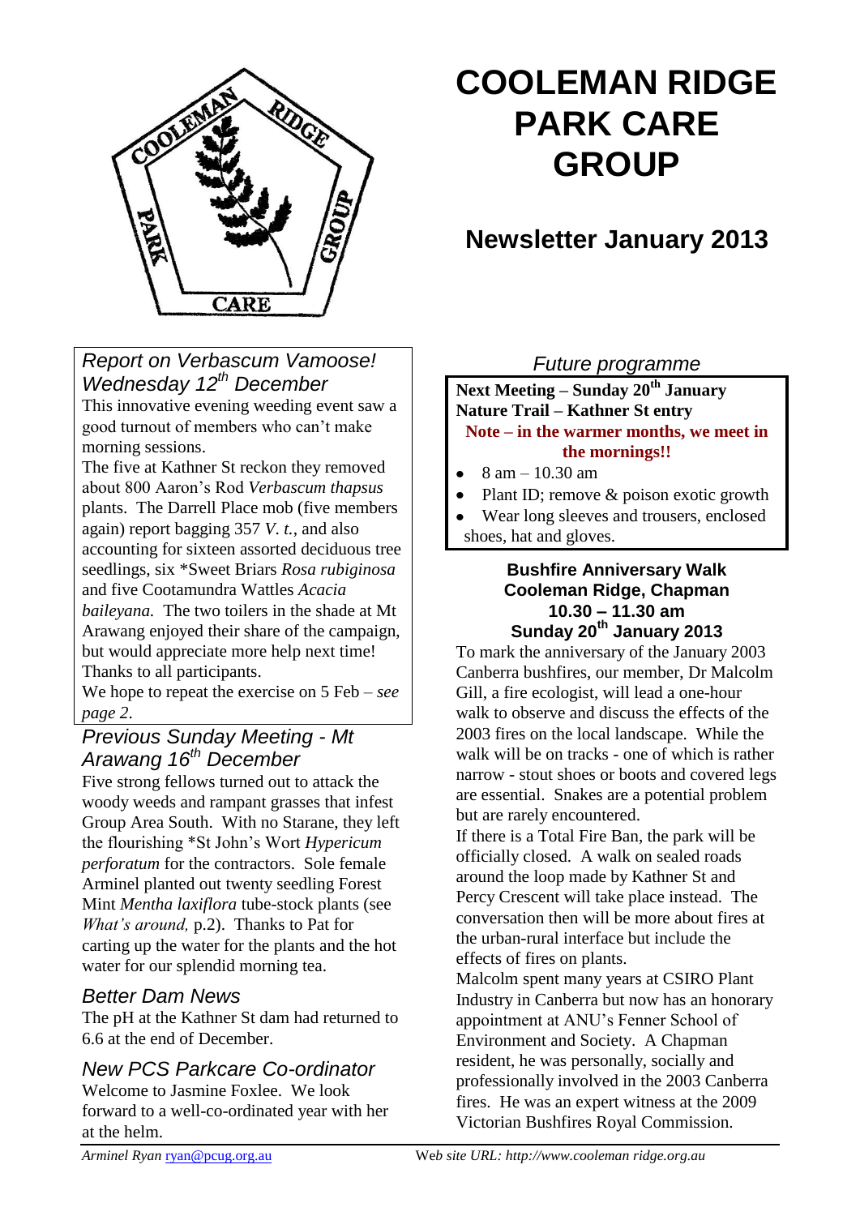# COOLEMAN RIDGE PARK CARE GROUP

## Newsletter January 2013

### *Report on Verbascum Vamoose! Wednesday 12th December*

This innovative evening weeding event saw a good turnout of members who can't make morning sessions.

The five at Kathner St reckon they removed about 800 Aaron's Rod *Verbascum thapsus* plants. The Darrell Place mob (five members again) report bagging 357 *V. t.*, and also accounting for sixteen assorted deciduous tree seedlings, six *Sweet Briars *Rosa rubiginosa* and five Cootamundra Wattles *Acacia baileyana.* The two toilers in the shade at Mt Arawang enjoyed their share of the campaign, but would appreciate more help next time! Thanks to all participants.

We hope to repeat the exercise on 5 Feb – *see page 2*.

### *Previous Sunday Meeting - Mt Arawang 16th December*

Five strong fellows turned out to attack the woody weeds and rampant grasses that infest Group Area South. With no Starane, they left the flourishing *St John's Wort *Hypericum perforatum* for the contractors. Sole female Arminel planted out twenty seedling Forest Mint *Mentha laxiflora* tube-stock plants (see *What's around,* p.2). Thanks to Pat for carting up the water for the plants and the hot water for our splendid morning tea.

### *Better Dam News*

The pH at the Kathner St dam had returned to 6.6 at the end of December.

### *New PCS Parkcare Co-ordinator*

Welcome to Jasmine Foxlee. We look forward to a well-co-ordinated year with her at the helm.

### *Future programme*

**Next Meeting – Sunday 20th January**
**Nature Trail – Kathner St entry**
**Note – in the warmer months, we meet in the mornings!!**

- 8 am – 10.30 am
- Plant ID; remove & poison exotic growth
- Wear long sleeves and trousers, enclosed shoes, hat and gloves.

### Bushfire Anniversary Walk
### Cooleman Ridge, Chapman
### 10.30 – 11.30 am
### Sunday 20th January 2013

To mark the anniversary of the January 2003 Canberra bushfires, our member, Dr Malcolm Gill, a fire ecologist, will lead a one-hour walk to observe and discuss the effects of the 2003 fires on the local landscape. While the walk will be on tracks - one of which is rather narrow - stout shoes or boots and covered legs are essential. Snakes are a potential problem but are rarely encountered.

If there is a Total Fire Ban, the park will be officially closed. A walk on sealed roads around the loop made by Kathner St and Percy Crescent will take place instead. The conversation then will be more about fires at the urban-rural interface but include the effects of fires on plants.

Malcolm spent many years at CSIRO Plant Industry in Canberra but now has an honorary appointment at ANU's Fenner School of Environment and Society. A Chapman resident, he was personally, socially and professionally involved in the 2003 Canberra fires. He was an expert witness at the 2009 Victorian Bushfires Royal Commission.

*Arminel Ryan* ryan@pcug.org.au Web site URL: *http://www.cooleman ridge.org.au*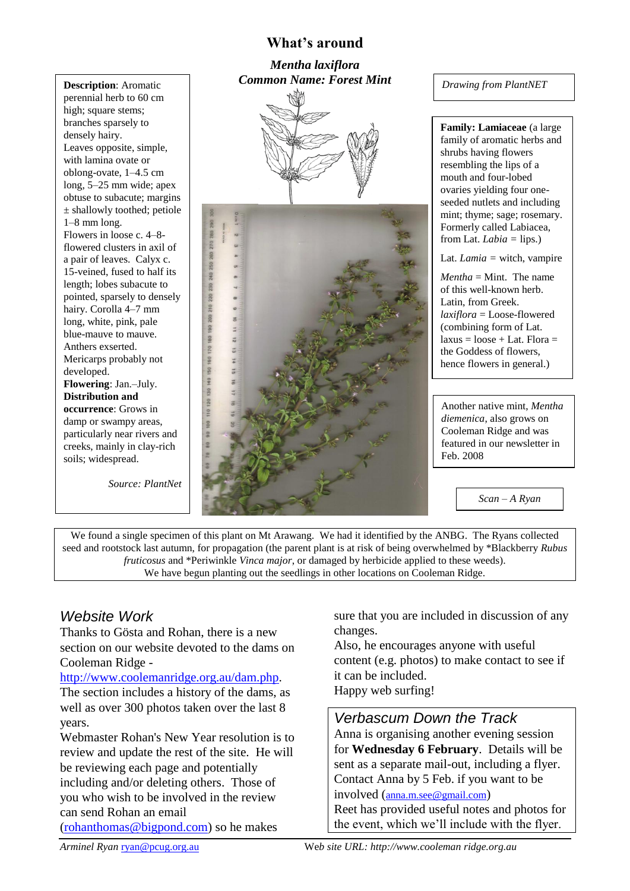# What's around

## *Mentha laxiflora*
## *Common Name: Forest Mint*

**Description**: Aromatic perennial herb to 60 cm high; square stems; branches sparsely to densely hairy.
Leaves opposite, simple, with lamina ovate or oblong-ovate, 1–4.5 cm long, 5–25 mm wide; apex obtuse to subacute; margins ± shallowly toothed; petiole 1–8 mm long.
Flowers in loose c. 4–8-flowered clusters in axil of a pair of leaves. Calyx c. 15-veined, fused to half its length; lobes subacute to pointed, sparsely to densely hairy. Corolla 4–7 mm long, white, pink, pale blue-mauve to mauve. Anthers exserted. Mericarps probably not developed.
**Flowering**: Jan.–July.
**Distribution and occurrence**: Grows in damp or swampy areas, particularly near rivers and creeks, mainly in clay-rich soils; widespread.

*Source: PlantNet*

*Drawing from PlantNET*

**Family: Lamiaceae** (a large family of aromatic herbs and shrubs having flowers resembling the lips of a mouth and four-lobed ovaries yielding four one-seeded nutlets and including mint; thyme; sage; rosemary. Formerly called Labiacea, from Lat. *Labia* = lips.)

Lat. *Lamia* = witch, vampire

*Mentha* = Mint. The name of this well-known herb. Latin, from Greek.
*laxiflora* = Loose-flowered (combining form of Lat. laxus = loose + Lat. Flora = the Goddess of flowers, hence flowers in general.)

Another native mint, *Mentha diemenica*, also grows on Cooleman Ridge and was featured in our newsletter in Feb. 2008

*Scan – A Ryan*

We found a single specimen of this plant on Mt Arawang. We had it identified by the ANBG. The Ryans collected seed and rootstock last autumn, for propagation (the parent plant is at risk of being overwhelmed by *Blackberry *Rubus fruticosus* and *Periwinkle *Vinca major*, or damaged by herbicide applied to these weeds).
We have begun planting out the seedlings in other locations on Cooleman Ridge.

## *Website Work*

Thanks to Gösta and Rohan, there is a new section on our website devoted to the dams on Cooleman Ridge - http://www.coolemanridge.org.au/dam.php.
The section includes a history of the dams, as well as over 300 photos taken over the last 8 years.
Webmaster Rohan's New Year resolution is to review and update the rest of the site. He will be reviewing each page and potentially including and/or deleting others. Those of you who wish to be involved in the review can send Rohan an email (rohanthomas@bigpond.com) so he makes sure that you are included in discussion of any changes.
Also, he encourages anyone with useful content (e.g. photos) to make contact to see if it can be included.
Happy web surfing!

## *Verbascum Down the Track*

Anna is organising another evening session for **Wednesday 6 February**. Details will be sent as a separate mail-out, including a flyer. Contact Anna by 5 Feb. if you want to be involved (anna.m.see@gmail.com)
Reet has provided useful notes and photos for the event, which we'll include with the flyer.